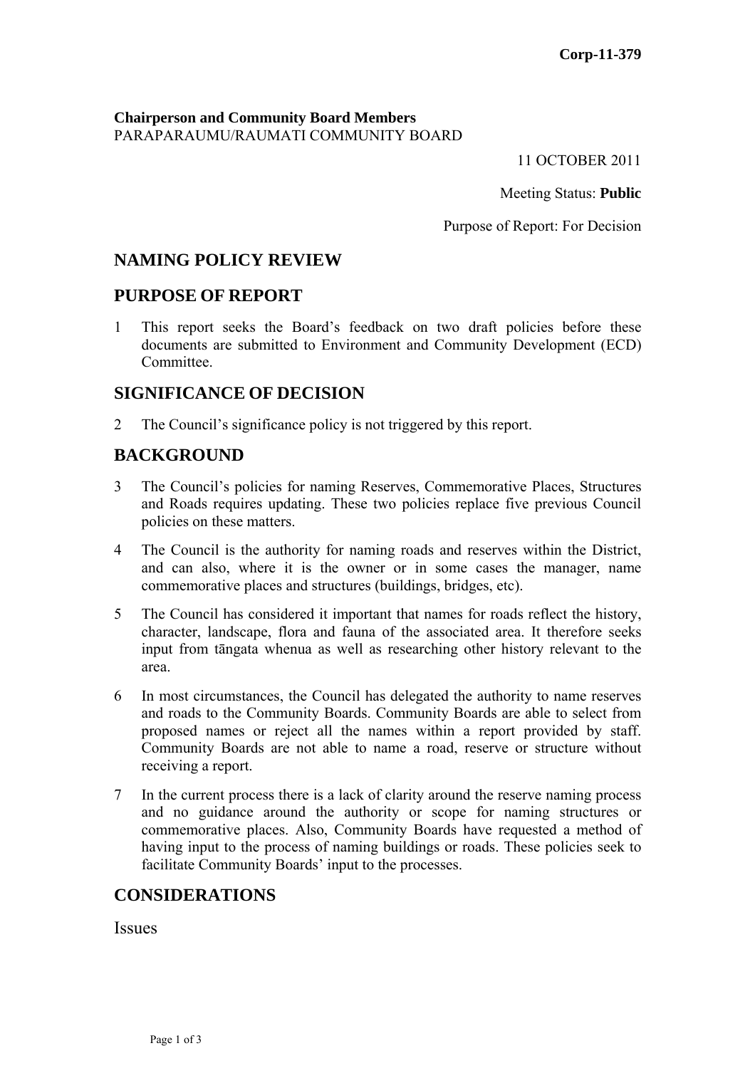**Corp-11-379**

**Chairperson and Community Board Members**
PARAPARAUMU/RAUMATI COMMUNITY BOARD

11 OCTOBER 2011

Meeting Status: **Public**

Purpose of Report: For Decision

## NAMING POLICY REVIEW

## PURPOSE OF REPORT

1 This report seeks the Board's feedback on two draft policies before these documents are submitted to Environment and Community Development (ECD) Committee.

## SIGNIFICANCE OF DECISION

2 The Council's significance policy is not triggered by this report.

## BACKGROUND

3 The Council's policies for naming Reserves, Commemorative Places, Structures and Roads requires updating. These two policies replace five previous Council policies on these matters.

4 The Council is the authority for naming roads and reserves within the District, and can also, where it is the owner or in some cases the manager, name commemorative places and structures (buildings, bridges, etc).

5 The Council has considered it important that names for roads reflect the history, character, landscape, flora and fauna of the associated area. It therefore seeks input from tāngata whenua as well as researching other history relevant to the area.

6 In most circumstances, the Council has delegated the authority to name reserves and roads to the Community Boards. Community Boards are able to select from proposed names or reject all the names within a report provided by staff. Community Boards are not able to name a road, reserve or structure without receiving a report.

7 In the current process there is a lack of clarity around the reserve naming process and no guidance around the authority or scope for naming structures or commemorative places. Also, Community Boards have requested a method of having input to the process of naming buildings or roads. These policies seek to facilitate Community Boards' input to the processes.

## CONSIDERATIONS

### Issues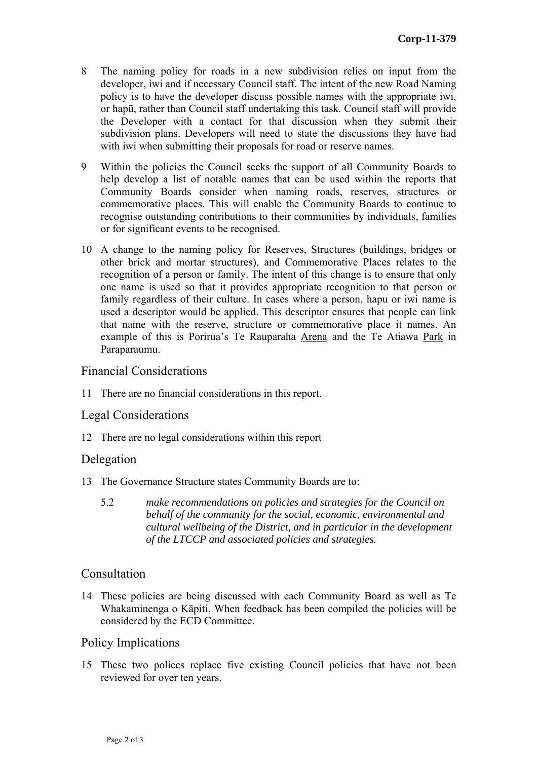8 The naming policy for roads in a new subdivision relies on input from the developer, iwi and if necessary Council staff. The intent of the new Road Naming policy is to have the developer discuss possible names with the appropriate iwi, or hapū, rather than Council staff undertaking this task. Council staff will provide the Developer with a contact for that discussion when they submit their subdivision plans. Developers will need to state the discussions they have had with iwi when submitting their proposals for road or reserve names.

9 Within the policies the Council seeks the support of all Community Boards to help develop a list of notable names that can be used within the reports that Community Boards consider when naming roads, reserves, structures or commemorative places. This will enable the Community Boards to continue to recognise outstanding contributions to their communities by individuals, families or for significant events to be recognised.

10 A change to the naming policy for Reserves, Structures (buildings, bridges or other brick and mortar structures), and Commemorative Places relates to the recognition of a person or family. The intent of this change is to ensure that only one name is used so that it provides appropriate recognition to that person or family regardless of their culture. In cases where a person, hapu or iwi name is used a descriptor would be applied. This descriptor ensures that people can link that name with the reserve, structure or commemorative place it names. An example of this is Porirua's Te Rauparaha <u>Arena</u> and the Te Atiawa <u>Park</u> in Paraparaumu.

## Financial Considerations

11 There are no financial considerations in this report.

## Legal Considerations

12 There are no legal considerations within this report

## Delegation

13 The Governance Structure states Community Boards are to:

5.2 *make recommendations on policies and strategies for the Council on behalf of the community for the social, economic, environmental and cultural wellbeing of the District, and in particular in the development of the LTCCP and associated policies and strategies.*

## Consultation

14 These policies are being discussed with each Community Board as well as Te Whakaminenga o Kāpiti. When feedback has been compiled the policies will be considered by the ECD Committee.

## Policy Implications

15 These two polices replace five existing Council policies that have not been reviewed for over ten years.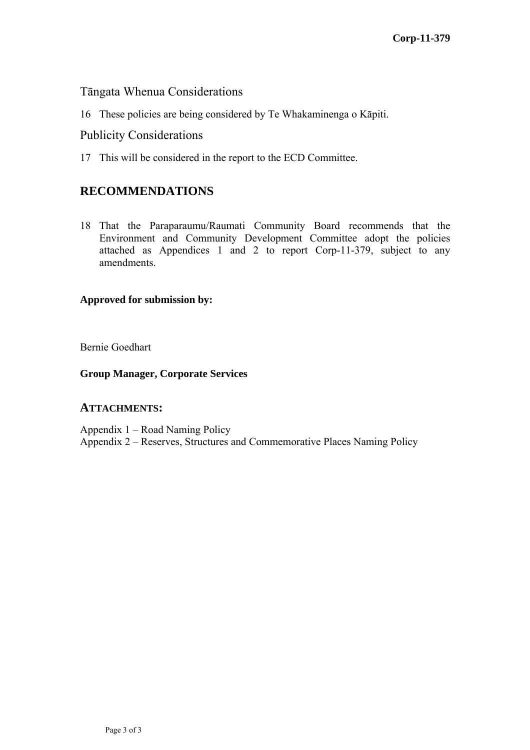## Tāngata Whenua Considerations

16 These policies are being considered by Te Whakaminenga o Kāpiti.

## Publicity Considerations

17 This will be considered in the report to the ECD Committee.

# RECOMMENDATIONS

18 That the Paraparaumu/Raumati Community Board recommends that the Environment and Community Development Committee adopt the policies attached as Appendices 1 and 2 to report Corp-11-379, subject to any amendments.

**Approved for submission by:**

Bernie Goedhart

**Group Manager, Corporate Services**

## ATTACHMENTS:

Appendix 1 – Road Naming Policy
Appendix 2 – Reserves, Structures and Commemorative Places Naming Policy